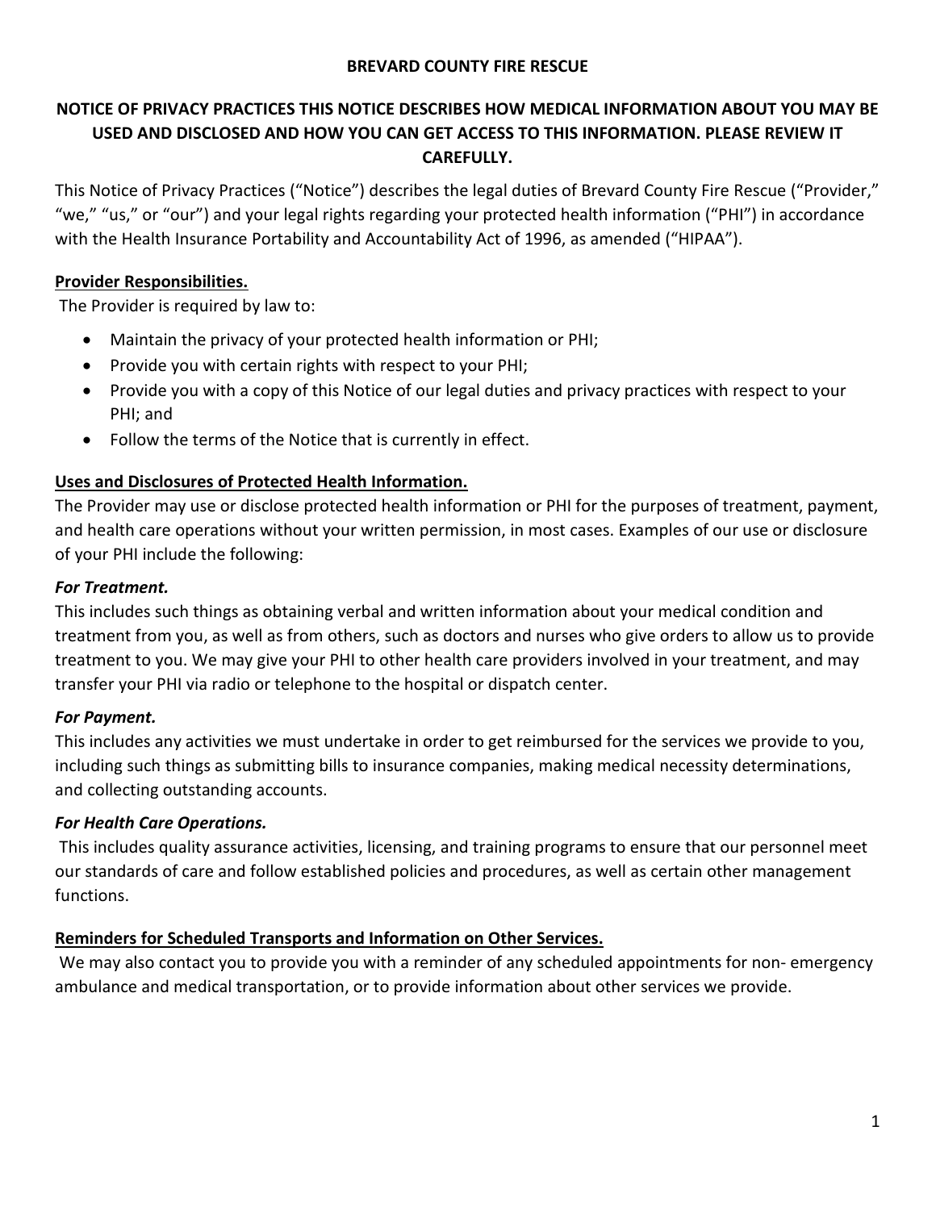# BREVARD COUNTY FIRE RESCUE

## NOTICE OF PRIVACY PRACTICES THIS NOTICE DESCRIBES HOW MEDICAL INFORMATION ABOUT YOU MAY BE USED AND DISCLOSED AND HOW YOU CAN GET ACCESS TO THIS INFORMATION. PLEASE REVIEW IT CAREFULLY.

This Notice of Privacy Practices ("Notice") describes the legal duties of Brevard County Fire Rescue ("Provider," "we," "us," or "our") and your legal rights regarding your protected health information ("PHI") in accordance with the Health Insurance Portability and Accountability Act of 1996, as amended ("HIPAA").

**Provider Responsibilities.**

The Provider is required by law to:

- Maintain the privacy of your protected health information or PHI;
- Provide you with certain rights with respect to your PHI;
- Provide you with a copy of this Notice of our legal duties and privacy practices with respect to your PHI; and
- Follow the terms of the Notice that is currently in effect.

**Uses and Disclosures of Protected Health Information.**

The Provider may use or disclose protected health information or PHI for the purposes of treatment, payment, and health care operations without your written permission, in most cases. Examples of our use or disclosure of your PHI include the following:

***For Treatment.***

This includes such things as obtaining verbal and written information about your medical condition and treatment from you, as well as from others, such as doctors and nurses who give orders to allow us to provide treatment to you. We may give your PHI to other health care providers involved in your treatment, and may transfer your PHI via radio or telephone to the hospital or dispatch center.

***For Payment.***

This includes any activities we must undertake in order to get reimbursed for the services we provide to you, including such things as submitting bills to insurance companies, making medical necessity determinations, and collecting outstanding accounts.

***For Health Care Operations.***

This includes quality assurance activities, licensing, and training programs to ensure that our personnel meet our standards of care and follow established policies and procedures, as well as certain other management functions.

**Reminders for Scheduled Transports and Information on Other Services.**

We may also contact you to provide you with a reminder of any scheduled appointments for non- emergency ambulance and medical transportation, or to provide information about other services we provide.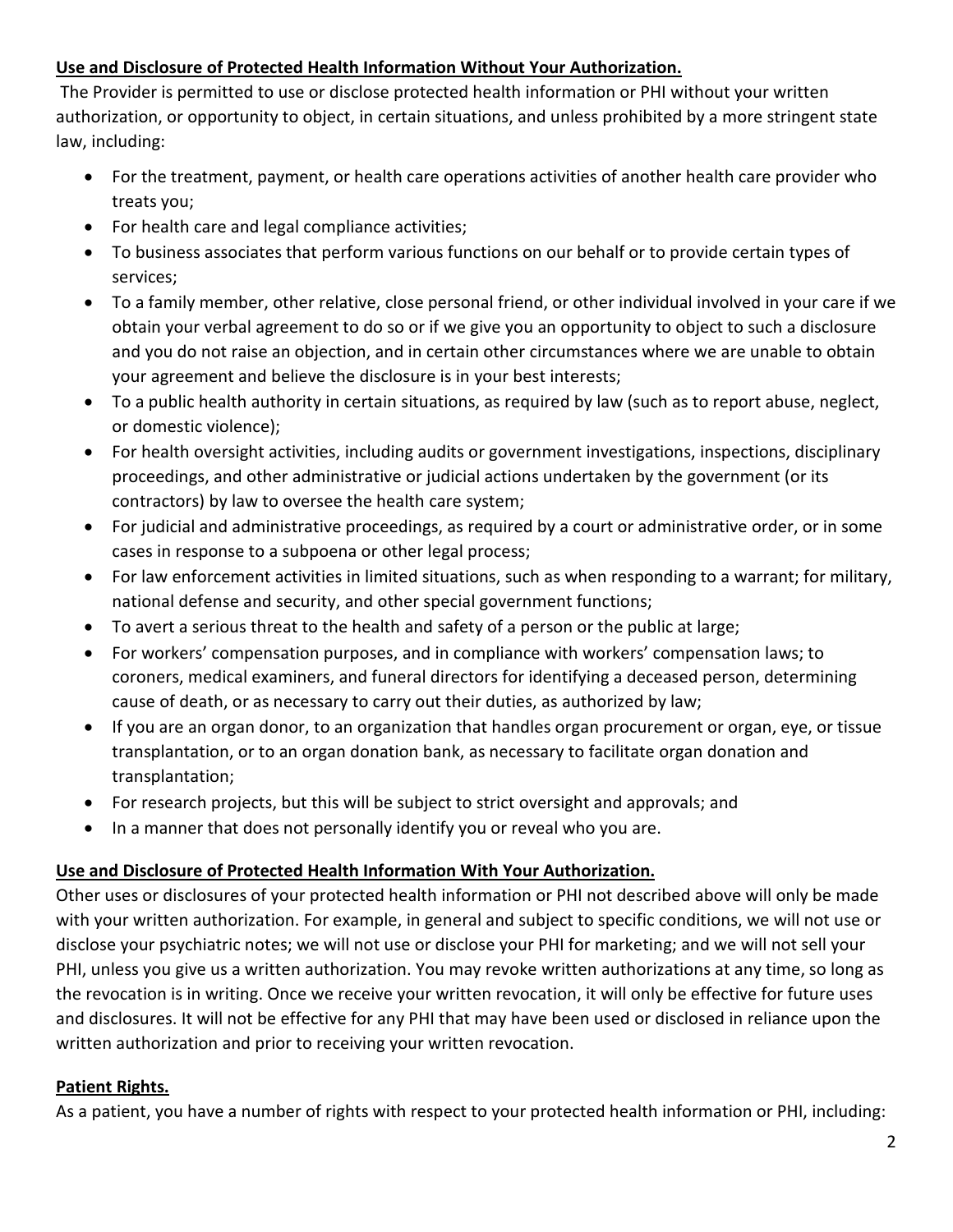**Use and Disclosure of Protected Health Information Without Your Authorization.**

The Provider is permitted to use or disclose protected health information or PHI without your written authorization, or opportunity to object, in certain situations, and unless prohibited by a more stringent state law, including:

- For the treatment, payment, or health care operations activities of another health care provider who treats you;
- For health care and legal compliance activities;
- To business associates that perform various functions on our behalf or to provide certain types of services;
- To a family member, other relative, close personal friend, or other individual involved in your care if we obtain your verbal agreement to do so or if we give you an opportunity to object to such a disclosure and you do not raise an objection, and in certain other circumstances where we are unable to obtain your agreement and believe the disclosure is in your best interests;
- To a public health authority in certain situations, as required by law (such as to report abuse, neglect, or domestic violence);
- For health oversight activities, including audits or government investigations, inspections, disciplinary proceedings, and other administrative or judicial actions undertaken by the government (or its contractors) by law to oversee the health care system;
- For judicial and administrative proceedings, as required by a court or administrative order, or in some cases in response to a subpoena or other legal process;
- For law enforcement activities in limited situations, such as when responding to a warrant; for military, national defense and security, and other special government functions;
- To avert a serious threat to the health and safety of a person or the public at large;
- For workers' compensation purposes, and in compliance with workers' compensation laws; to coroners, medical examiners, and funeral directors for identifying a deceased person, determining cause of death, or as necessary to carry out their duties, as authorized by law;
- If you are an organ donor, to an organization that handles organ procurement or organ, eye, or tissue transplantation, or to an organ donation bank, as necessary to facilitate organ donation and transplantation;
- For research projects, but this will be subject to strict oversight and approvals; and
- In a manner that does not personally identify you or reveal who you are.

**Use and Disclosure of Protected Health Information With Your Authorization.**

Other uses or disclosures of your protected health information or PHI not described above will only be made with your written authorization. For example, in general and subject to specific conditions, we will not use or disclose your psychiatric notes; we will not use or disclose your PHI for marketing; and we will not sell your PHI, unless you give us a written authorization. You may revoke written authorizations at any time, so long as the revocation is in writing. Once we receive your written revocation, it will only be effective for future uses and disclosures. It will not be effective for any PHI that may have been used or disclosed in reliance upon the written authorization and prior to receiving your written revocation.

**Patient Rights.**

As a patient, you have a number of rights with respect to your protected health information or PHI, including: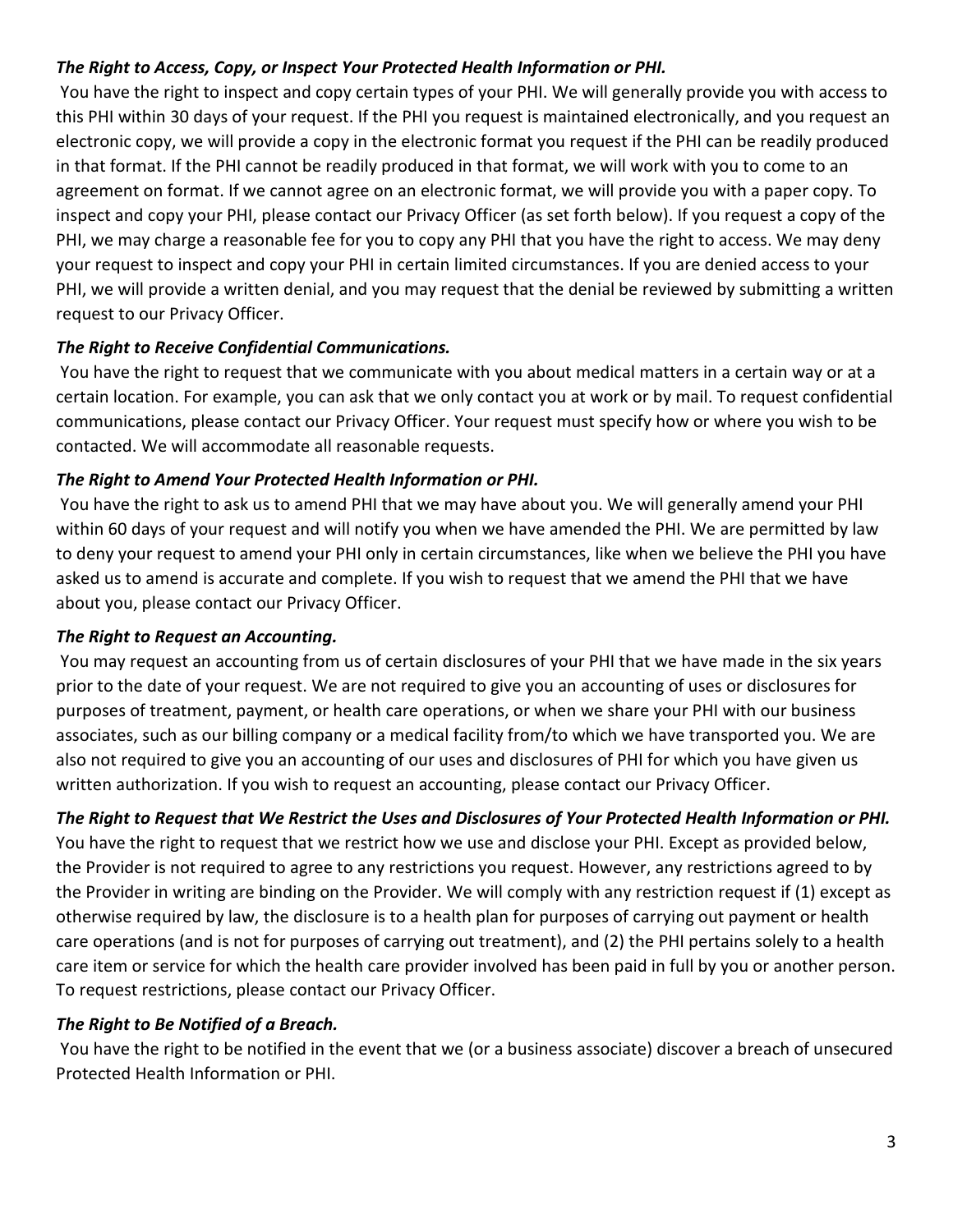***The Right to Access, Copy, or Inspect Your Protected Health Information or PHI.***

You have the right to inspect and copy certain types of your PHI. We will generally provide you with access to this PHI within 30 days of your request. If the PHI you request is maintained electronically, and you request an electronic copy, we will provide a copy in the electronic format you request if the PHI can be readily produced in that format. If the PHI cannot be readily produced in that format, we will work with you to come to an agreement on format. If we cannot agree on an electronic format, we will provide you with a paper copy. To inspect and copy your PHI, please contact our Privacy Officer (as set forth below). If you request a copy of the PHI, we may charge a reasonable fee for you to copy any PHI that you have the right to access. We may deny your request to inspect and copy your PHI in certain limited circumstances. If you are denied access to your PHI, we will provide a written denial, and you may request that the denial be reviewed by submitting a written request to our Privacy Officer.

***The Right to Receive Confidential Communications.***

You have the right to request that we communicate with you about medical matters in a certain way or at a certain location. For example, you can ask that we only contact you at work or by mail. To request confidential communications, please contact our Privacy Officer. Your request must specify how or where you wish to be contacted. We will accommodate all reasonable requests.

***The Right to Amend Your Protected Health Information or PHI.***

You have the right to ask us to amend PHI that we may have about you. We will generally amend your PHI within 60 days of your request and will notify you when we have amended the PHI. We are permitted by law to deny your request to amend your PHI only in certain circumstances, like when we believe the PHI you have asked us to amend is accurate and complete. If you wish to request that we amend the PHI that we have about you, please contact our Privacy Officer.

***The Right to Request an Accounting.***

You may request an accounting from us of certain disclosures of your PHI that we have made in the six years prior to the date of your request. We are not required to give you an accounting of uses or disclosures for purposes of treatment, payment, or health care operations, or when we share your PHI with our business associates, such as our billing company or a medical facility from/to which we have transported you. We are also not required to give you an accounting of our uses and disclosures of PHI for which you have given us written authorization. If you wish to request an accounting, please contact our Privacy Officer.

***The Right to Request that We Restrict the Uses and Disclosures of Your Protected Health Information or PHI.***

You have the right to request that we restrict how we use and disclose your PHI. Except as provided below, the Provider is not required to agree to any restrictions you request. However, any restrictions agreed to by the Provider in writing are binding on the Provider. We will comply with any restriction request if (1) except as otherwise required by law, the disclosure is to a health plan for purposes of carrying out payment or health care operations (and is not for purposes of carrying out treatment), and (2) the PHI pertains solely to a health care item or service for which the health care provider involved has been paid in full by you or another person. To request restrictions, please contact our Privacy Officer.

***The Right to Be Notified of a Breach.***

You have the right to be notified in the event that we (or a business associate) discover a breach of unsecured Protected Health Information or PHI.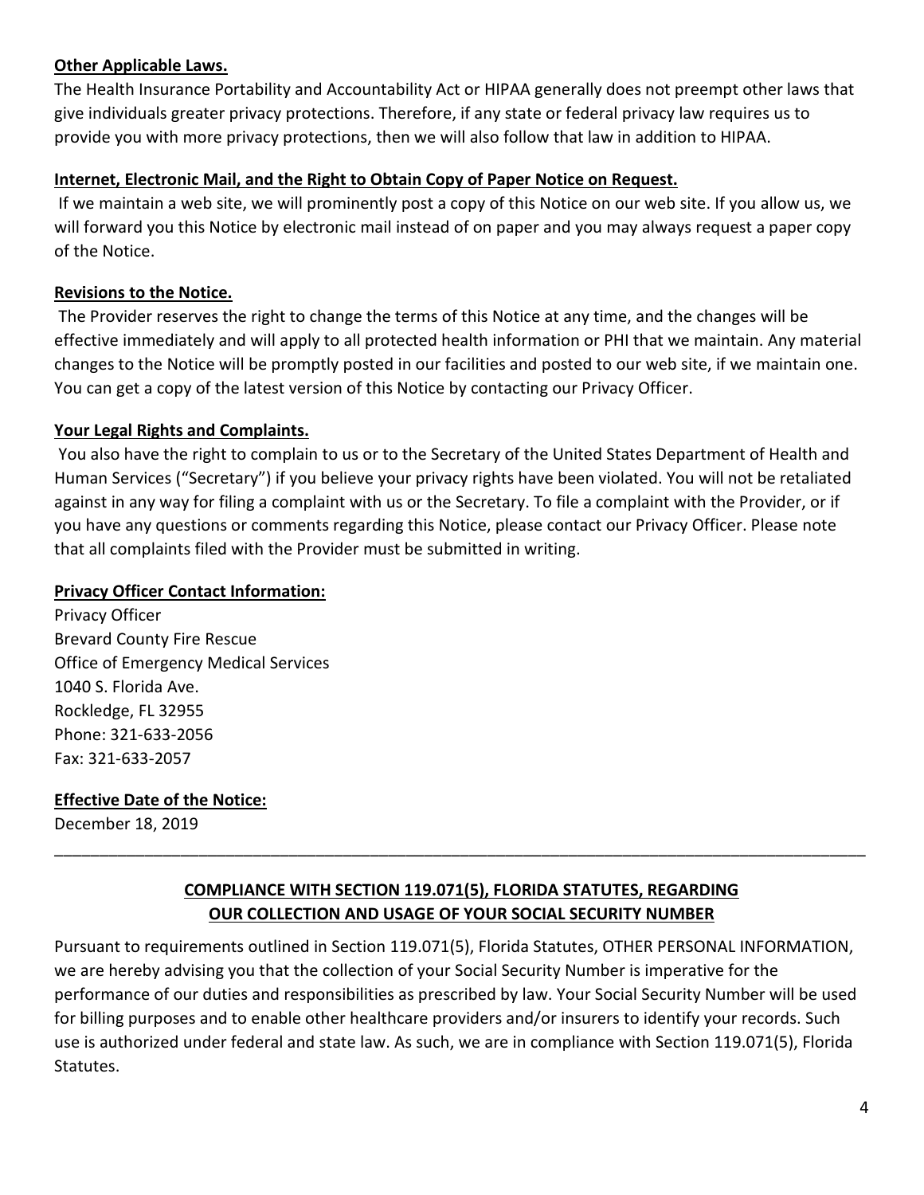**Other Applicable Laws.**

The Health Insurance Portability and Accountability Act or HIPAA generally does not preempt other laws that give individuals greater privacy protections. Therefore, if any state or federal privacy law requires us to provide you with more privacy protections, then we will also follow that law in addition to HIPAA.

**Internet, Electronic Mail, and the Right to Obtain Copy of Paper Notice on Request.**

If we maintain a web site, we will prominently post a copy of this Notice on our web site. If you allow us, we will forward you this Notice by electronic mail instead of on paper and you may always request a paper copy of the Notice.

**Revisions to the Notice.**

The Provider reserves the right to change the terms of this Notice at any time, and the changes will be effective immediately and will apply to all protected health information or PHI that we maintain. Any material changes to the Notice will be promptly posted in our facilities and posted to our web site, if we maintain one. You can get a copy of the latest version of this Notice by contacting our Privacy Officer.

**Your Legal Rights and Complaints.**

You also have the right to complain to us or to the Secretary of the United States Department of Health and Human Services ("Secretary") if you believe your privacy rights have been violated. You will not be retaliated against in any way for filing a complaint with us or the Secretary. To file a complaint with the Provider, or if you have any questions or comments regarding this Notice, please contact our Privacy Officer. Please note that all complaints filed with the Provider must be submitted in writing.

**Privacy Officer Contact Information:**

Privacy Officer
Brevard County Fire Rescue
Office of Emergency Medical Services
1040 S. Florida Ave.
Rockledge, FL 32955
Phone: 321-633-2056
Fax: 321-633-2057

**Effective Date of the Notice:**

December 18, 2019

---

## COMPLIANCE WITH SECTION 119.071(5), FLORIDA STATUTES, REGARDING OUR COLLECTION AND USAGE OF YOUR SOCIAL SECURITY NUMBER

Pursuant to requirements outlined in Section 119.071(5), Florida Statutes, OTHER PERSONAL INFORMATION, we are hereby advising you that the collection of your Social Security Number is imperative for the performance of our duties and responsibilities as prescribed by law. Your Social Security Number will be used for billing purposes and to enable other healthcare providers and/or insurers to identify your records. Such use is authorized under federal and state law. As such, we are in compliance with Section 119.071(5), Florida Statutes.